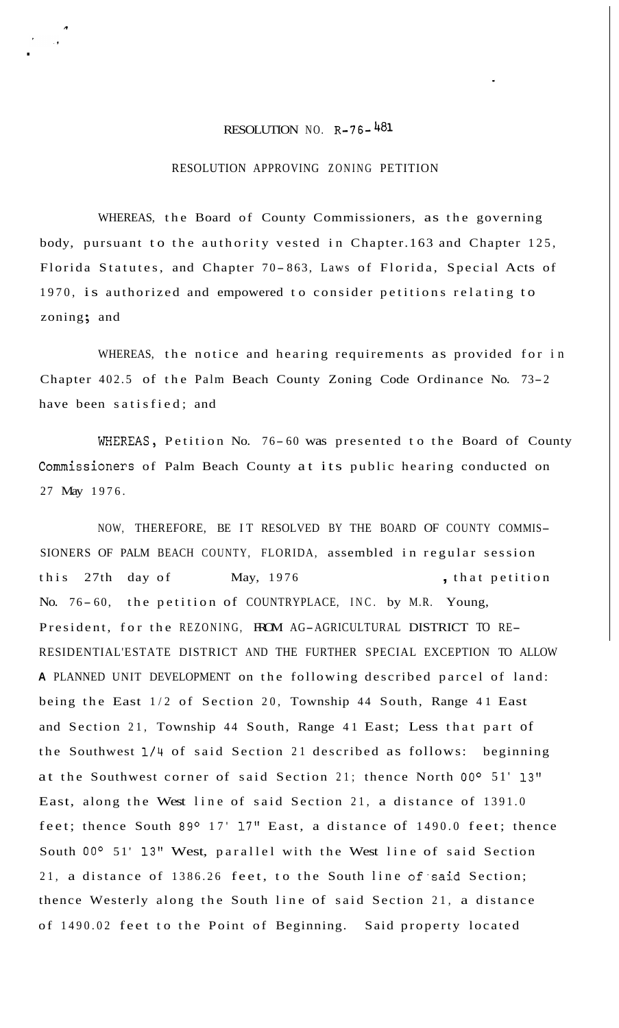# RESOLUTION NO. R-76-481

## RESOLUTION APPROVING ZONING PETITION

WHEREAS, the Board of County Commissioners, as the governing body, pursuant to the authority vested in Chapter.163 and Chapter 125, Florida Statutes, and Chapter 70-863, Laws of Florida, Special Acts of 1970, is authorized and empowered to consider petitions relating to zoning; and

WHEREAS, the notice and hearing requirements as provided for in Chapter 402.5 of the Palm Beach County Zoning Code Ordinance No. 73-2 have been satisfied; and

WHEREAS, Petition No. 76-60 was presented to the Board of County Commissioners of Palm Beach County at its public hearing conducted on 27 May 1976.

NOW, THEREFORE, BE IT RESOLVED BY THE BOARD OF COUNTY COMMISSIONERS OF PALM BEACH COUNTY, FLORIDA, assembled in regular session this 27th day of May, 1976, that petition No. 76-60, the petition of COUNTRYPLACE, INC. by M.R. Young, President, for the REZONING, FROM AG-AGRICULTURAL DISTRICT TO RE-RESIDENTIAL'ESTATE DISTRICT AND THE FURTHER SPECIAL EXCEPTION TO ALLOW A PLANNED UNIT DEVELOPMENT on the following described parcel of land: being the East 1/2 of Section 20, Township 44 South, Range 41 East and Section 21, Township 44 South, Range 41 East; Less that part of the Southwest 1/4 of said Section 21 described as follows: beginning at the Southwest corner of said Section 21; thence North 00° 51' 13" East, along the West line of said Section 21, a distance of 1391.0 feet; thence South 89° 17' 17" East, a distance of 1490.0 feet; thence South 00° 51' 13" West, parallel with the West line of said Section 21, a distance of 1386.26 feet, to the South line of said Section; thence Westerly along the South line of said Section 21, a distance of 1490.02 feet to the Point of Beginning. Said property located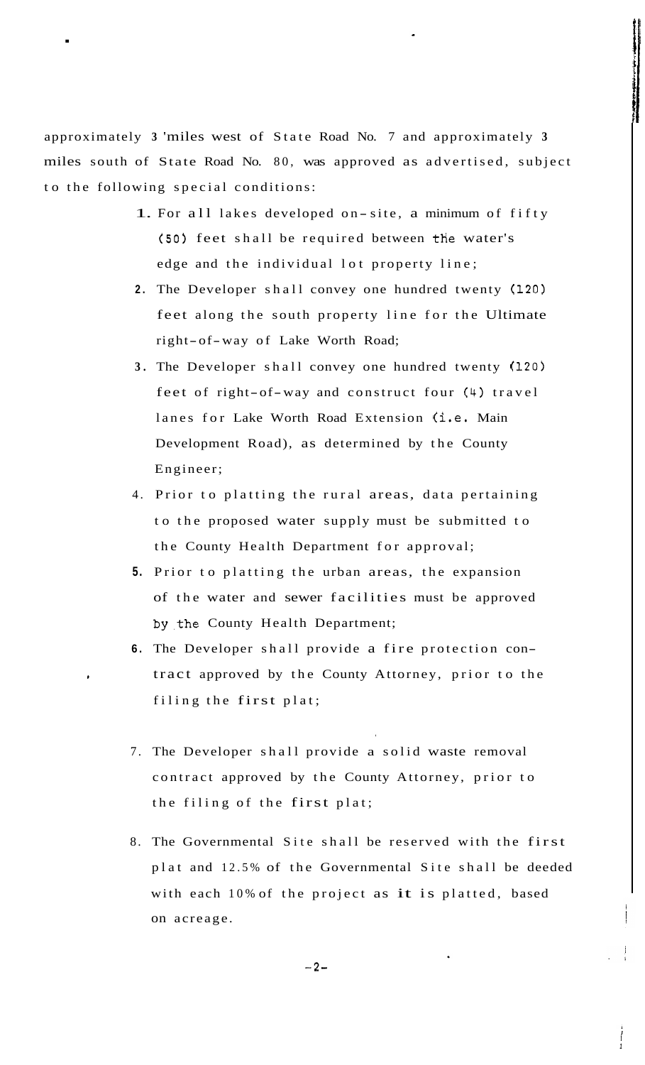approximately 3 'miles west of State Road No. 7 and approximately 3 miles south of State Road No. 80, was approved as advertised, subject to the following special conditions:

1. For all lakes developed on-site, a minimum of fifty (50) feet shall be required between the water's edge and the individual lot property line;
2. The Developer shall convey one hundred twenty (120) feet along the south property line for the Ultimate right-of-way of Lake Worth Road;
3. The Developer shall convey one hundred twenty (120) feet of right-of-way and construct four (4) travel lanes for Lake Worth Road Extension (i.e. Main Development Road), as determined by the County Engineer;
4. Prior to platting the rural areas, data pertaining to the proposed water supply must be submitted to the County Health Department for approval;
5. Prior to platting the urban areas, the expansion of the water and sewer facilities must be approved by the County Health Department;
6. The Developer shall provide a fire protection contract approved by the County Attorney, prior to the filing the first plat;
7. The Developer shall provide a solid waste removal contract approved by the County Attorney, prior to the filing of the first plat;
8. The Governmental Site shall be reserved with the first plat and 12.5% of the Governmental Site shall be deeded with each 10% of the project as it is platted, based on acreage.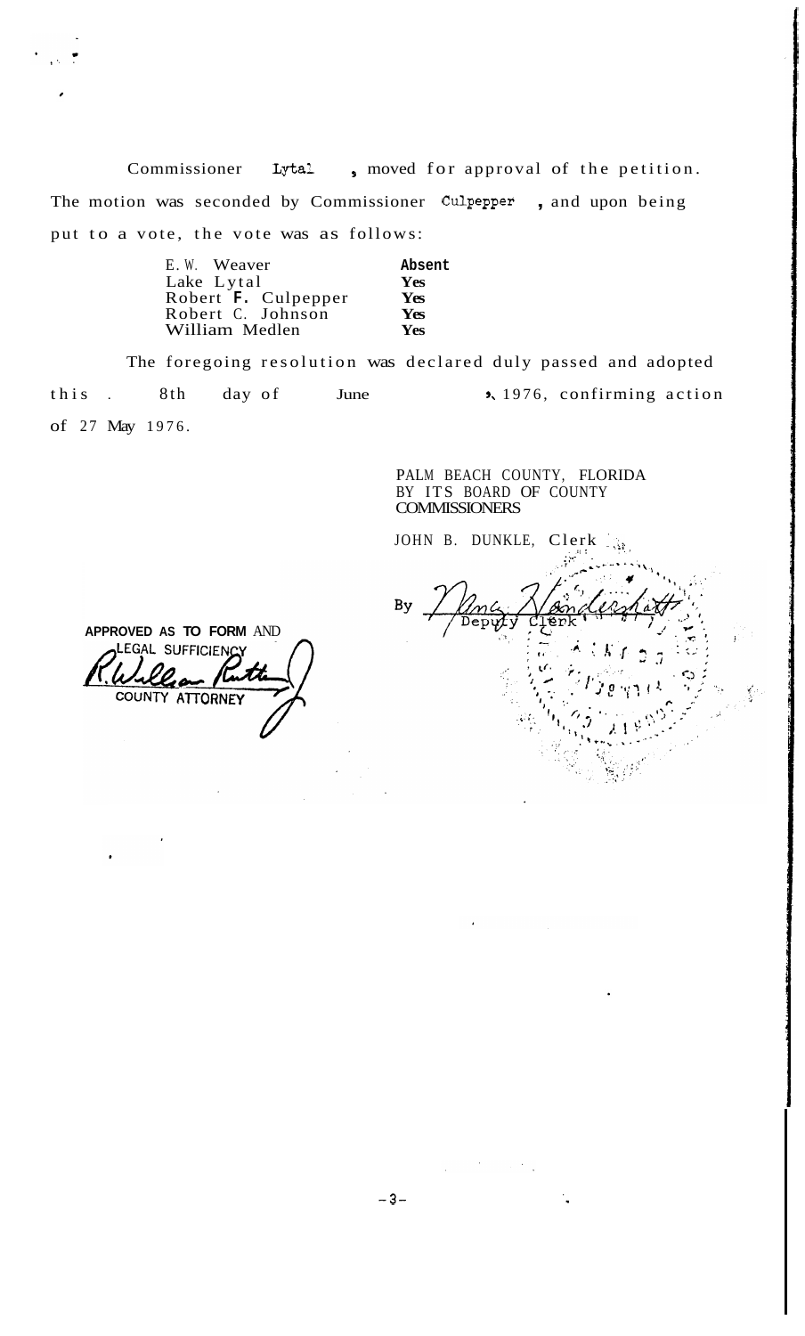Commissioner Lytal, moved for approval of the petition. The motion was seconded by Commissioner Culpepper, and upon being put to a vote, the vote was as follows:

| | |
|---|---|
| E. W. Weaver | Absent |
| Lake Lytal | Yes |
| Robert F. Culpepper | Yes |
| Robert C. Johnson | Yes |
| William Medlen | Yes |

The foregoing resolution was declared duly passed and adopted this 8th day of June, 1976, confirming action of 27 May 1976.

PALM BEACH COUNTY, FLORIDA
BY ITS BOARD OF COUNTY
COMMISSIONERS

JOHN B. DUNKLE, Clerk

By ____________________
Deputy Clerk

APPROVED AS TO FORM AND
LEGAL SUFFICIENCY

____________________
COUNTY ATTORNEY